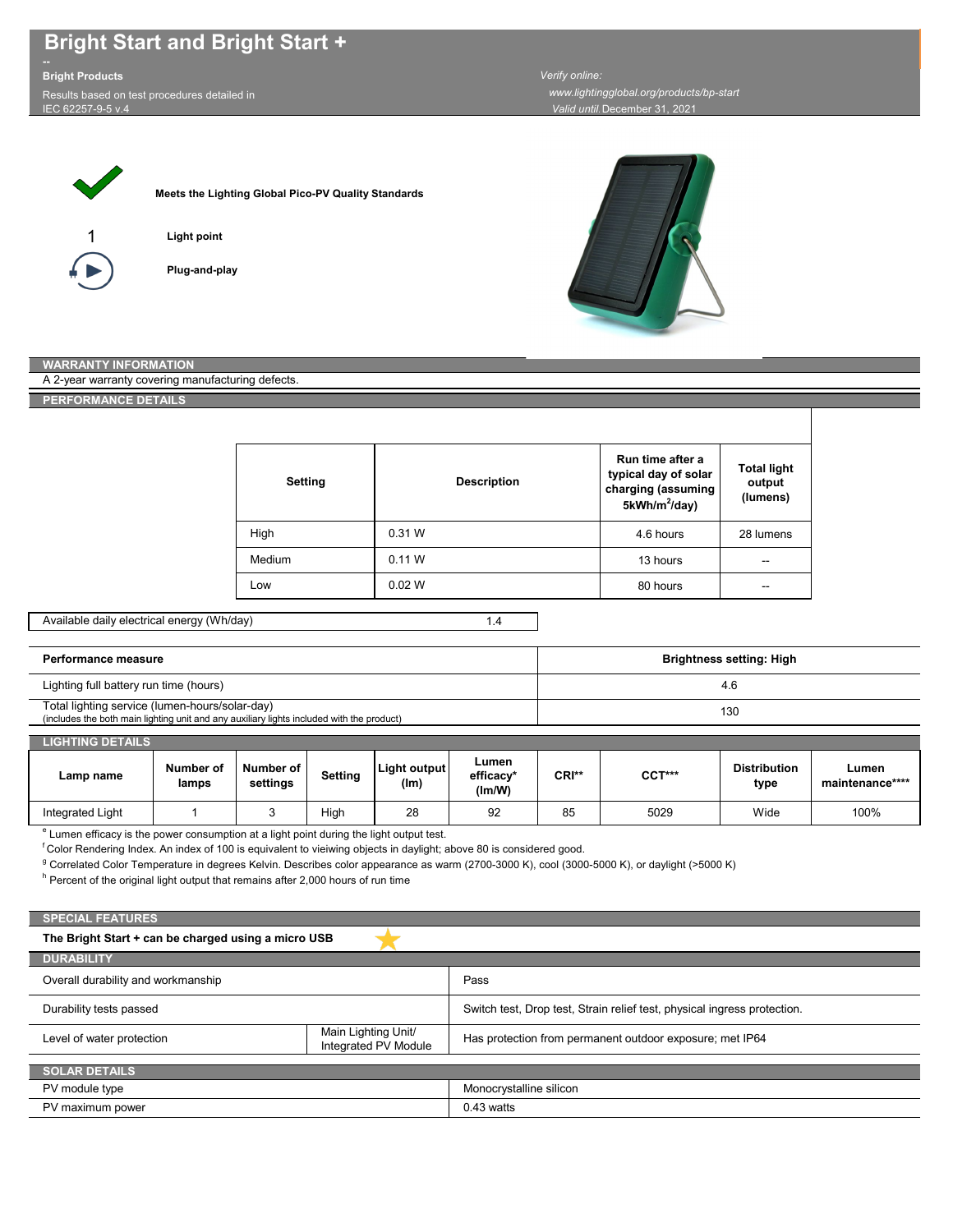# Bright Start and Bright Start +

--

**Bright Products**

Results based on test procedures detailed in IEC 62257-9-5 v.4

*Verify online:*
*www.lightingglobal.org/products/bp-start*
*Valid until* December 31, 2021

**Meets the Lighting Global Pico-PV Quality Standards**

1 **Light point**

**Plug-and-play**

## WARRANTY INFORMATION

A 2-year warranty covering manufacturing defects.

## PERFORMANCE DETAILS

| Setting | Description | Run time after a typical day of solar charging (assuming 5kWh/m$^2$/day) | Total light output (lumens) |
|---|---|---|---|
| High | 0.31 W | 4.6 hours | 28 lumens |
| Medium | 0.11 W | 13 hours | -- |
| Low | 0.02 W | 80 hours | -- |

| Available daily electrical energy (Wh/day) | 1.4 |
|---|---|

| Performance measure | Brightness setting: High |
|---|---|
| Lighting full battery run time (hours) | 4.6 |
| Total lighting service (lumen-hours/solar-day) (includes the both main lighting unit and any auxiliary lights included with the product) | 130 |

## LIGHTING DETAILS

| Lamp name | Number of lamps | Number of settings | Setting | Light output (lm) | Lumen efficacy* (lm/W) | CRI** | CCT*** | Distribution type | Lumen maintenance**** |
|---|---|---|---|---|---|---|---|---|---|
| Integrated Light | 1 | 3 | High | 28 | 92 | 85 | 5029 | Wide | 100% |

[e] Lumen efficacy is the power consumption at a light point during the light output test.
[f] Color Rendering Index. An index of 100 is equivalent to vieiwing objects in daylight; above 80 is considered good.
[g] Correlated Color Temperature in degrees Kelvin. Describes color appearance as warm (2700-3000 K), cool (3000-5000 K), or daylight (>5000 K)
[h] Percent of the original light output that remains after 2,000 hours of run time

## SPECIAL FEATURES

**The Bright Start + can be charged using a micro USB**

## DURABILITY

| | | |
|---|---|---|
| Overall durability and workmanship | | Pass |
| Durability tests passed | | Switch test, Drop test, Strain relief test, physical ingress protection. |
| Level of water protection | Main Lighting Unit/ Integrated PV Module | Has protection from permanent outdoor exposure; met IP64 |

## SOLAR DETAILS

| | |
|---|---|
| PV module type | Monocrystalline silicon |
| PV maximum power | 0.43 watts |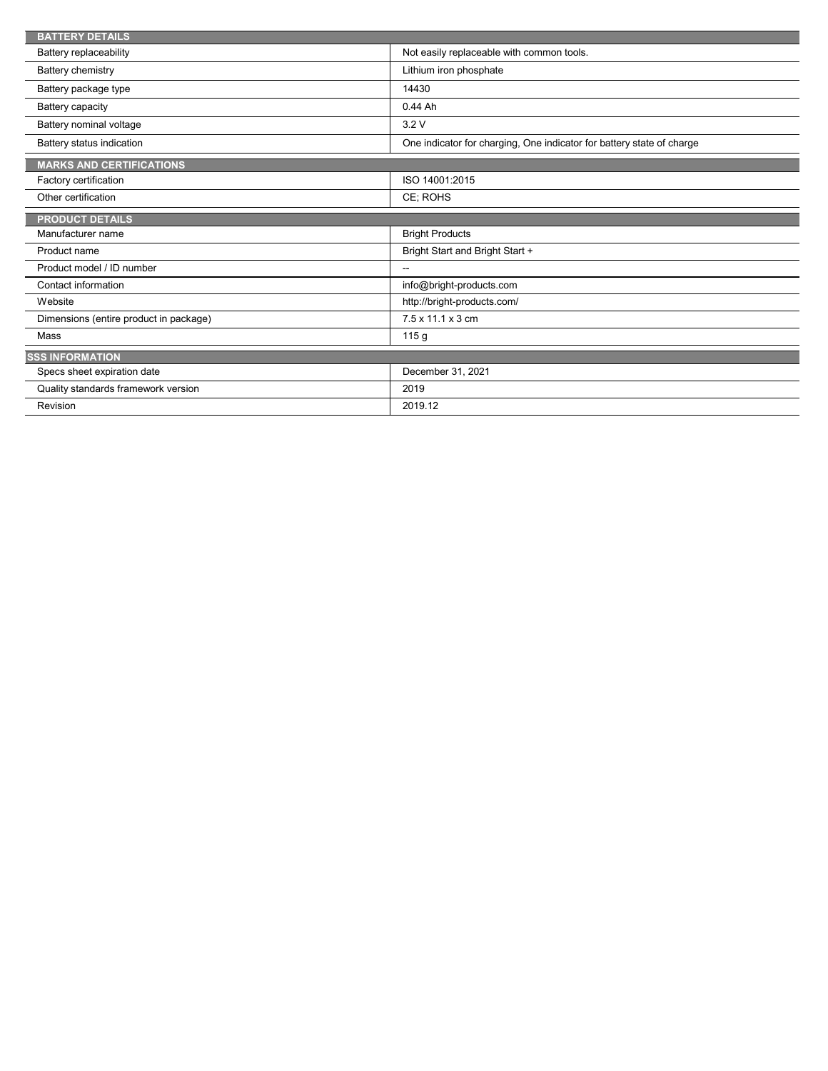| BATTERY DETAILS | |
|---|---|
| Battery replaceability | Not easily replaceable with common tools. |
| Battery chemistry | Lithium iron phosphate |
| Battery package type | 14430 |
| Battery capacity | 0.44 Ah |
| Battery nominal voltage | 3.2 V |
| Battery status indication | One indicator for charging, One indicator for battery state of charge |

| MARKS AND CERTIFICATIONS | |
|---|---|
| Factory certification | ISO 14001:2015 |
| Other certification | CE; ROHS |

| PRODUCT DETAILS | |
|---|---|
| Manufacturer name | Bright Products |
| Product name | Bright Start and Bright Start + |
| Product model / ID number | -- |
| Contact information | info@bright-products.com |
| Website | http://bright-products.com/ |
| Dimensions (entire product in package) | 7.5 x 11.1 x 3 cm |
| Mass | 115 g |

| SSS INFORMATION | |
|---|---|
| Specs sheet expiration date | December 31, 2021 |
| Quality standards framework version | 2019 |
| Revision | 2019.12 |